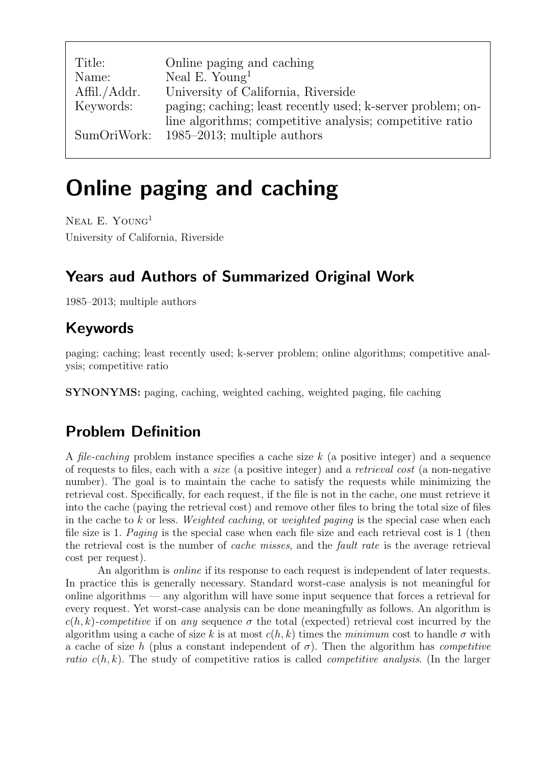| Title: | Online paging and caching |
| --- | --- |
| Name: | Neal E. Young[1] |
| Affil./Addr. | University of California, Riverside |
| Keywords: | paging; caching; least recently used; k-server problem; online algorithms; competitive analysis; competitive ratio |
| SumOriWork: | 1985–2013; multiple authors |

# Online paging and caching

Neal E. Young[1]

University of California, Riverside

## Years aud Authors of Summarized Original Work

1985–2013; multiple authors

## Keywords

paging; caching; least recently used; k-server problem; online algorithms; competitive analysis; competitive ratio

**SYNONYMS:** paging, caching, weighted caching, weighted paging, file caching

## Problem Definition

A *file-caching* problem instance specifies a cache size $k$ (a positive integer) and a sequence of requests to files, each with a *size* (a positive integer) and a *retrieval cost* (a non-negative number). The goal is to maintain the cache to satisfy the requests while minimizing the retrieval cost. Specifically, for each request, if the file is not in the cache, one must retrieve it into the cache (paying the retrieval cost) and remove other files to bring the total size of files in the cache to $k$ or less. *Weighted caching*, or *weighted paging* is the special case when each file size is 1. *Paging* is the special case when each file size and each retrieval cost is 1 (then the retrieval cost is the number of *cache misses*, and the *fault rate* is the average retrieval cost per request).

An algorithm is *online* if its response to each request is independent of later requests. In practice this is generally necessary. Standard worst-case analysis is not meaningful for online algorithms — any algorithm will have some input sequence that forces a retrieval for every request. Yet worst-case analysis can be done meaningfully as follows. An algorithm is $c(h,k)$-*competitive* if on *any* sequence $\sigma$ the total (expected) retrieval cost incurred by the algorithm using a cache of size $k$ is at most $c(h,k)$ times the *minimum* cost to handle $\sigma$ with a cache of size $h$ (plus a constant independent of $\sigma$). Then the algorithm has *competitive ratio* $c(h,k)$. The study of competitive ratios is called *competitive analysis*. (In the larger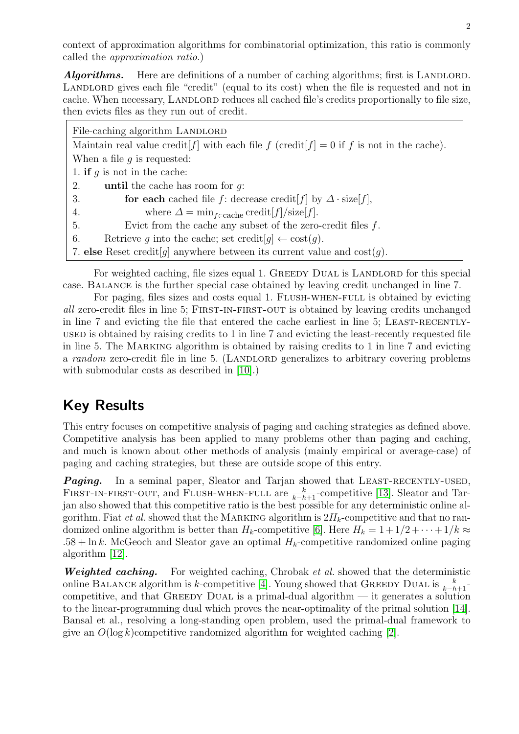context of approximation algorithms for combinatorial optimization, this ratio is commonly called the *approximation ratio*.)

***Algorithms.*** Here are definitions of a number of caching algorithms; first is LANDLORD. LANDLORD gives each file "credit" (equal to its cost) when the file is requested and not in cache. When necessary, LANDLORD reduces all cached file's credits proportionally to file size, then evicts files as they run out of credit.

```
File-caching algorithm LANDLORD
Maintain real value credit[f] with each file f (credit[f] = 0 if f is not in the cache).
When a file g is requested:
1. if g is not in the cache:
2.     until the cache has room for g:
3.         for each cached file f: decrease credit[f] by Δ · size[f],
4.             where Δ = min_{f∈cache} credit[f]/size[f].
5.         Evict from the cache any subset of the zero-credit files f.
6.     Retrieve g into the cache; set credit[g] ← cost(g).
7. else Reset credit[g] anywhere between its current value and cost(g).
```

For weighted caching, file sizes equal 1. GREEDY DUAL is LANDLORD for this special case. BALANCE is the further special case obtained by leaving credit unchanged in line 7.

For paging, files sizes and costs equal 1. FLUSH-WHEN-FULL is obtained by evicting *all* zero-credit files in line 5; FIRST-IN-FIRST-OUT is obtained by leaving credits unchanged in line 7 and evicting the file that entered the cache earliest in line 5; LEAST-RECENTLY-USED is obtained by raising credits to 1 in line 7 and evicting the least-recently requested file in line 5. The MARKING algorithm is obtained by raising credits to 1 in line 7 and evicting a *random* zero-credit file in line 5. (LANDLORD generalizes to arbitrary covering problems with submodular costs as described in [10].)

## Key Results

This entry focuses on competitive analysis of paging and caching strategies as defined above. Competitive analysis has been applied to many problems other than paging and caching, and much is known about other methods of analysis (mainly empirical or average-case) of paging and caching strategies, but these are outside scope of this entry.

***Paging.*** In a seminal paper, Sleator and Tarjan showed that LEAST-RECENTLY-USED, FIRST-IN-FIRST-OUT, and FLUSH-WHEN-FULL are $\frac{k}{k-h+1}$-competitive [13]. Sleator and Tarjan also showed that this competitive ratio is the best possible for any deterministic online algorithm. Fiat *et al.* showed that the MARKING algorithm is $2H_k$-competitive and that no randomized online algorithm is better than $H_k$-competitive [6]. Here $H_k = 1+1/2+\cdots+1/k \approx .58 + \ln k$. McGeoch and Sleator gave an optimal $H_k$-competitive randomized online paging algorithm [12].

***Weighted caching.*** For weighted caching, Chrobak *et al.* showed that the deterministic online BALANCE algorithm is $k$-competitive [4]. Young showed that GREEDY DUAL is $\frac{k}{k-h+1}$-competitive, and that GREEDY DUAL is a primal-dual algorithm — it generates a solution to the linear-programming dual which proves the near-optimality of the primal solution [14]. Bansal et al., resolving a long-standing open problem, used the primal-dual framework to give an $O(\log k)$competitive randomized algorithm for weighted caching [2].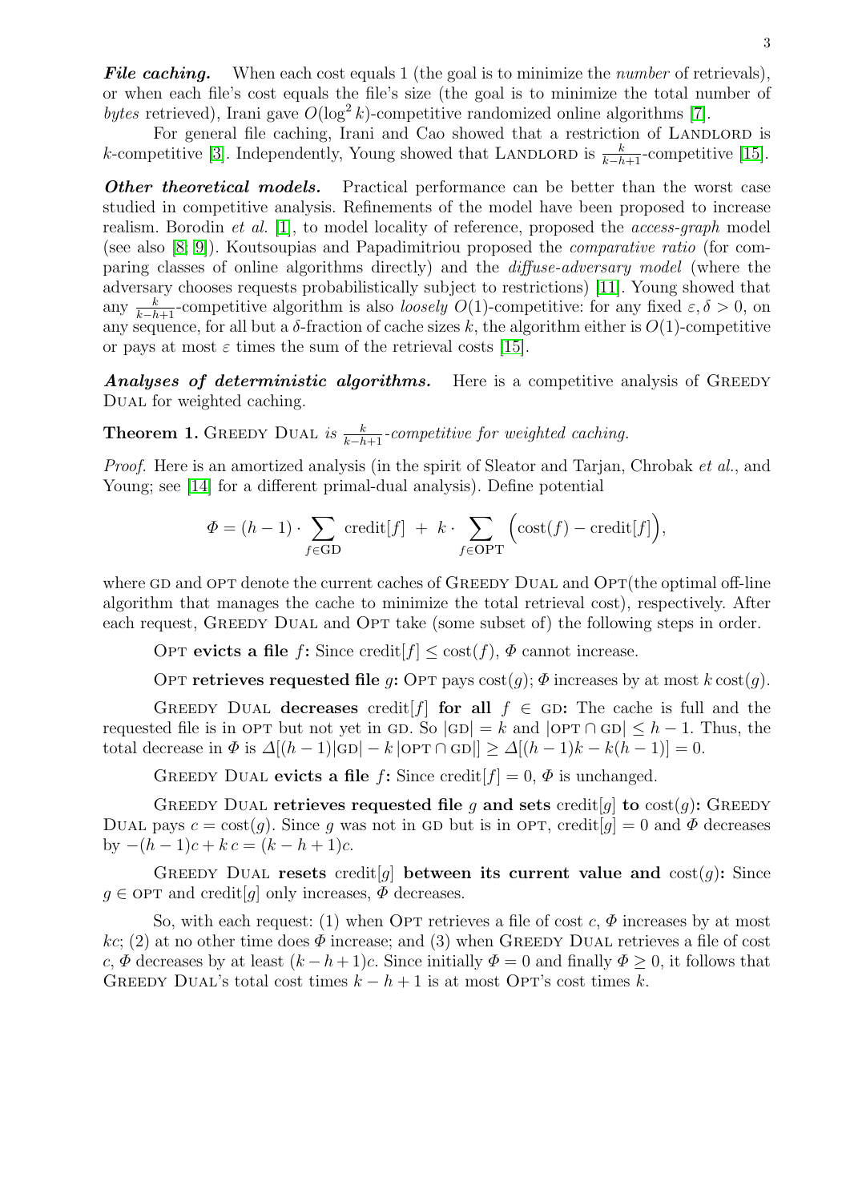***File caching.*** When each cost equals 1 (the goal is to minimize the *number* of retrievals), or when each file's cost equals the file's size (the goal is to minimize the total number of *bytes* retrieved), Irani gave $O(\log^2 k)$-competitive randomized online algorithms [7].

For general file caching, Irani and Cao showed that a restriction of LANDLORD is $k$-competitive [3]. Independently, Young showed that LANDLORD is $\frac{k}{k-h+1}$-competitive [15].

***Other theoretical models.*** Practical performance can be better than the worst case studied in competitive analysis. Refinements of the model have been proposed to increase realism. Borodin *et al.* [1], to model locality of reference, proposed the *access-graph* model (see also [8, 9]). Koutsoupias and Papadimitriou proposed the *comparative ratio* (for comparing classes of online algorithms directly) and the *diffuse-adversary model* (where the adversary chooses requests probabilistically subject to restrictions) [11]. Young showed that any $\frac{k}{k-h+1}$-competitive algorithm is also *loosely* $O(1)$-competitive: for any fixed $\varepsilon, \delta > 0$, on any sequence, for all but a $\delta$-fraction of cache sizes $k$, the algorithm either is $O(1)$-competitive or pays at most $\varepsilon$ times the sum of the retrieval costs [15].

***Analyses of deterministic algorithms.*** Here is a competitive analysis of GREEDY DUAL for weighted caching.

**Theorem 1.** GREEDY DUAL *is* $\frac{k}{k-h+1}$*-competitive for weighted caching.*

*Proof.* Here is an amortized analysis (in the spirit of Sleator and Tarjan, Chrobak *et al.*, and Young; see [14] for a different primal-dual analysis). Define potential

$$\Phi = (h-1) \cdot \sum_{f \in \text{GD}} \text{credit}[f] \; + \; k \cdot \sum_{f \in \text{OPT}} \Big(\text{cost}(f) - \text{credit}[f]\Big),$$

where GD and OPT denote the current caches of GREEDY DUAL and OPT(the optimal off-line algorithm that manages the cache to minimize the total retrieval cost), respectively. After each request, GREEDY DUAL and OPT take (some subset of) the following steps in order.

**OPT evicts a file $f$:** Since $\text{credit}[f] \leq \text{cost}(f)$, $\Phi$ cannot increase.

**OPT retrieves requested file $g$:** OPT pays $\text{cost}(g)$; $\Phi$ increases by at most $k\,\text{cost}(g)$.

**GREEDY DUAL decreases $\text{credit}[f]$ for all $f \in \text{GD}$:** The cache is full and the requested file is in OPT but not yet in GD. So $|\text{GD}| = k$ and $|\text{OPT} \cap \text{GD}| \leq h-1$. Thus, the total decrease in $\Phi$ is $\Delta[(h-1)|\text{GD}| - k\,|\text{OPT} \cap \text{GD}|] \geq \Delta[(h-1)k - k(h-1)] = 0$.

**GREEDY DUAL evicts a file $f$:** Since $\text{credit}[f] = 0$, $\Phi$ is unchanged.

**GREEDY DUAL retrieves requested file $g$ and sets $\text{credit}[g]$ to $\text{cost}(g)$:** GREEDY DUAL pays $c = \text{cost}(g)$. Since $g$ was not in GD but is in OPT, $\text{credit}[g] = 0$ and $\Phi$ decreases by $-(h-1)c + k\,c = (k-h+1)c$.

**GREEDY DUAL resets $\text{credit}[g]$ between its current value and $\text{cost}(g)$:** Since $g \in \text{OPT}$ and $\text{credit}[g]$ only increases, $\Phi$ decreases.

So, with each request: (1) when OPT retrieves a file of cost $c$, $\Phi$ increases by at most $kc$; (2) at no other time does $\Phi$ increase; and (3) when GREEDY DUAL retrieves a file of cost $c$, $\Phi$ decreases by at least $(k-h+1)c$. Since initially $\Phi = 0$ and finally $\Phi \geq 0$, it follows that GREEDY DUAL's total cost times $k-h+1$ is at most OPT's cost times $k$.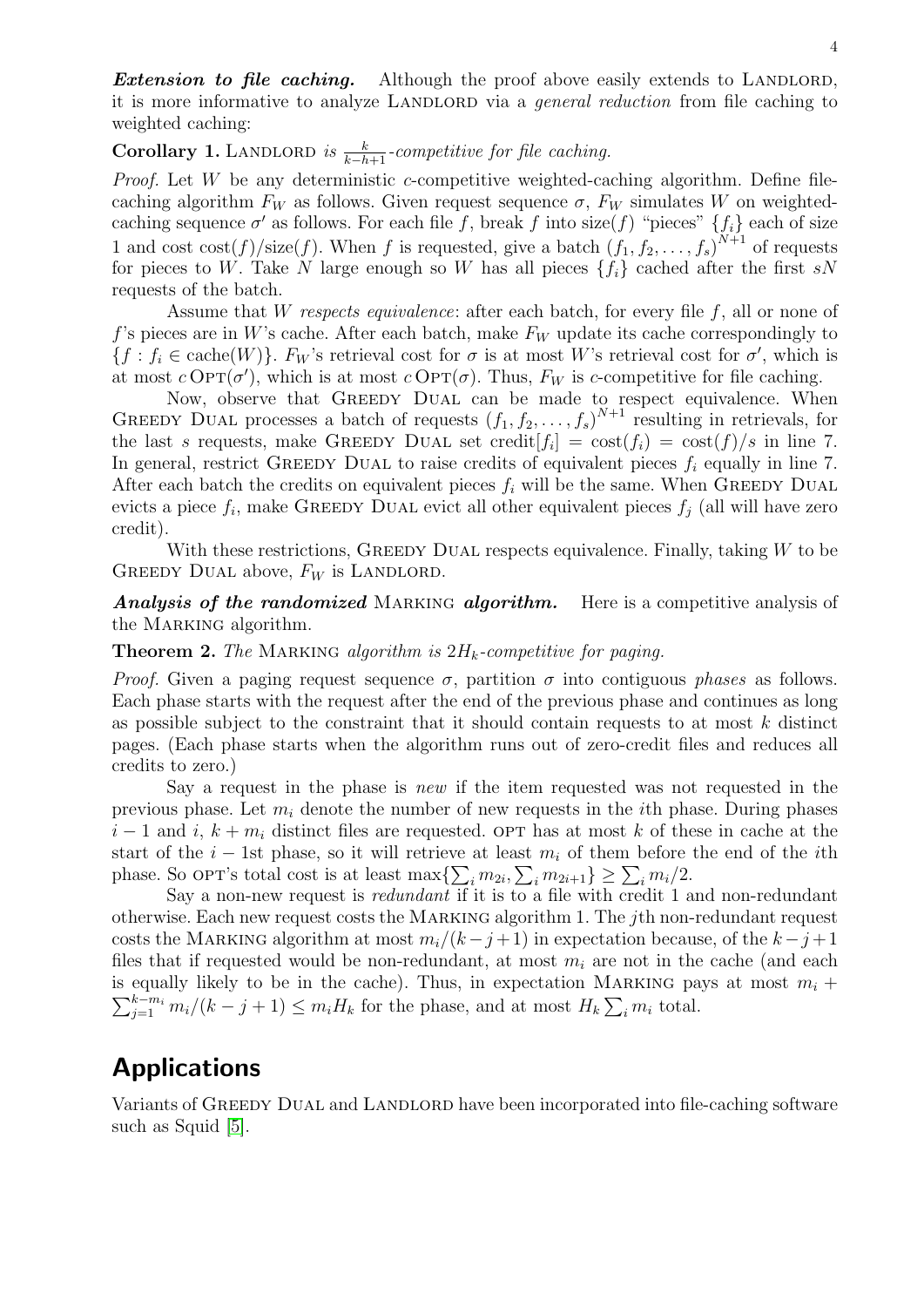***Extension to file caching.*** Although the proof above easily extends to LANDLORD, it is more informative to analyze LANDLORD via a *general reduction* from file caching to weighted caching:

**Corollary 1.** *LANDLORD is $\frac{k}{k-h+1}$-competitive for file caching.*

*Proof.* Let $W$ be any deterministic $c$-competitive weighted-caching algorithm. Define file-caching algorithm $F_W$ as follows. Given request sequence $\sigma$, $F_W$ simulates $W$ on weighted-caching sequence $\sigma'$ as follows. For each file $f$, break $f$ into size($f$) "pieces" $\{f_i\}$ each of size 1 and cost $\text{cost}(f)/\text{size}(f)$. When $f$ is requested, give a batch $(f_1, f_2, \ldots, f_s)^{N+1}$ of requests for pieces to $W$. Take $N$ large enough so $W$ has all pieces $\{f_i\}$ cached after the first $sN$ requests of the batch.

Assume that $W$ *respects equivalence*: after each batch, for every file $f$, all or none of $f$'s pieces are in $W$'s cache. After each batch, make $F_W$ update its cache correspondingly to $\{f : f_i \in \text{cache}(W)\}$. $F_W$'s retrieval cost for $\sigma$ is at most $W$'s retrieval cost for $\sigma'$, which is at most $c\,\text{OPT}(\sigma')$, which is at most $c\,\text{OPT}(\sigma)$. Thus, $F_W$ is $c$-competitive for file caching.

Now, observe that GREEDY DUAL can be made to respect equivalence. When GREEDY DUAL processes a batch of requests $(f_1, f_2, \ldots, f_s)^{N+1}$ resulting in retrievals, for the last $s$ requests, make GREEDY DUAL set $\text{credit}[f_i] = \text{cost}(f_i) = \text{cost}(f)/s$ in line 7. In general, restrict GREEDY DUAL to raise credits of equivalent pieces $f_i$ equally in line 7. After each batch the credits on equivalent pieces $f_i$ will be the same. When GREEDY DUAL evicts a piece $f_i$, make GREEDY DUAL evict all other equivalent pieces $f_j$ (all will have zero credit).

With these restrictions, GREEDY DUAL respects equivalence. Finally, taking $W$ to be GREEDY DUAL above, $F_W$ is LANDLORD.

***Analysis of the randomized* MARKING *algorithm.*** Here is a competitive analysis of the MARKING algorithm.

**Theorem 2.** *The MARKING algorithm is $2H_k$-competitive for paging.*

*Proof.* Given a paging request sequence $\sigma$, partition $\sigma$ into contiguous *phases* as follows. Each phase starts with the request after the end of the previous phase and continues as long as possible subject to the constraint that it should contain requests to at most $k$ distinct pages. (Each phase starts when the algorithm runs out of zero-credit files and reduces all credits to zero.)

Say a request in the phase is *new* if the item requested was not requested in the previous phase. Let $m_i$ denote the number of new requests in the $i$th phase. During phases $i-1$ and $i$, $k + m_i$ distinct files are requested. OPT has at most $k$ of these in cache at the start of the $i-1$st phase, so it will retrieve at least $m_i$ of them before the end of the $i$th phase. So OPT's total cost is at least $\max\{\sum_i m_{2i}, \sum_i m_{2i+1}\} \geq \sum_i m_i/2$.

Say a non-new request is *redundant* if it is to a file with credit 1 and non-redundant otherwise. Each new request costs the MARKING algorithm 1. The $j$th non-redundant request costs the MARKING algorithm at most $m_i/(k-j+1)$ in expectation because, of the $k-j+1$ files that if requested would be non-redundant, at most $m_i$ are not in the cache (and each is equally likely to be in the cache). Thus, in expectation MARKING pays at most $m_i + \sum_{j=1}^{k-m_i} m_i/(k-j+1) \leq m_i H_k$ for the phase, and at most $H_k \sum_i m_i$ total.

## Applications

Variants of GREEDY DUAL and LANDLORD have been incorporated into file-caching software such as Squid [5].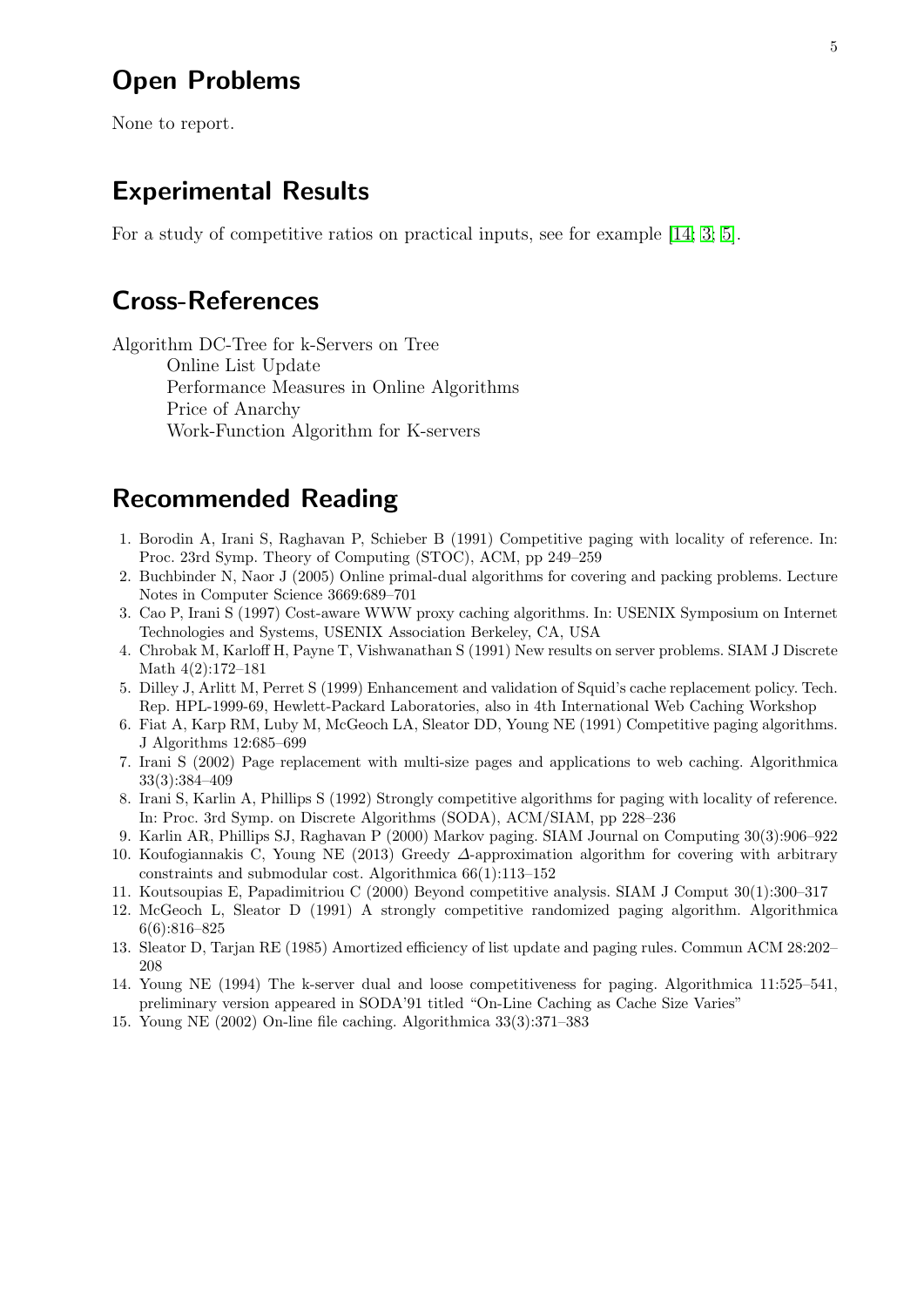## Open Problems

None to report.

## Experimental Results

For a study of competitive ratios on practical inputs, see for example [14; 3; 5].

## Cross-References

Algorithm DC-Tree for k-Servers on Tree
Online List Update
Performance Measures in Online Algorithms
Price of Anarchy
Work-Function Algorithm for K-servers

## Recommended Reading

1. Borodin A, Irani S, Raghavan P, Schieber B (1991) Competitive paging with locality of reference. In: Proc. 23rd Symp. Theory of Computing (STOC), ACM, pp 249–259
2. Buchbinder N, Naor J (2005) Online primal-dual algorithms for covering and packing problems. Lecture Notes in Computer Science 3669:689–701
3. Cao P, Irani S (1997) Cost-aware WWW proxy caching algorithms. In: USENIX Symposium on Internet Technologies and Systems, USENIX Association Berkeley, CA, USA
4. Chrobak M, Karloff H, Payne T, Vishwanathan S (1991) New results on server problems. SIAM J Discrete Math 4(2):172–181
5. Dilley J, Arlitt M, Perret S (1999) Enhancement and validation of Squid's cache replacement policy. Tech. Rep. HPL-1999-69, Hewlett-Packard Laboratories, also in 4th International Web Caching Workshop
6. Fiat A, Karp RM, Luby M, McGeoch LA, Sleator DD, Young NE (1991) Competitive paging algorithms. J Algorithms 12:685–699
7. Irani S (2002) Page replacement with multi-size pages and applications to web caching. Algorithmica 33(3):384–409
8. Irani S, Karlin A, Phillips S (1992) Strongly competitive algorithms for paging with locality of reference. In: Proc. 3rd Symp. on Discrete Algorithms (SODA), ACM/SIAM, pp 228–236
9. Karlin AR, Phillips SJ, Raghavan P (2000) Markov paging. SIAM Journal on Computing 30(3):906–922
10. Koufogiannakis C, Young NE (2013) Greedy $\Delta$-approximation algorithm for covering with arbitrary constraints and submodular cost. Algorithmica 66(1):113–152
11. Koutsoupias E, Papadimitriou C (2000) Beyond competitive analysis. SIAM J Comput 30(1):300–317
12. McGeoch L, Sleator D (1991) A strongly competitive randomized paging algorithm. Algorithmica 6(6):816–825
13. Sleator D, Tarjan RE (1985) Amortized efficiency of list update and paging rules. Commun ACM 28:202–208
14. Young NE (1994) The k-server dual and loose competitiveness for paging. Algorithmica 11:525–541, preliminary version appeared in SODA'91 titled "On-Line Caching as Cache Size Varies"
15. Young NE (2002) On-line file caching. Algorithmica 33(3):371–383